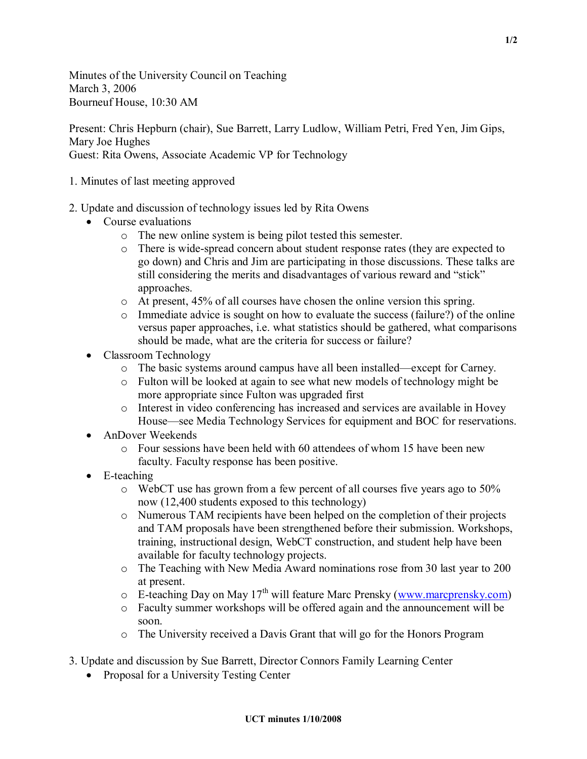Minutes of the University Council on Teaching
March 3, 2006
Bourneuf House, 10:30 AM

Present: Chris Hepburn (chair), Sue Barrett, Larry Ludlow, William Petri, Fred Yen, Jim Gips, Mary Joe Hughes
Guest: Rita Owens, Associate Academic VP for Technology

1. Minutes of last meeting approved

2. Update and discussion of technology issues led by Rita Owens
   - Course evaluations
     - The new online system is being pilot tested this semester.
     - There is wide-spread concern about student response rates (they are expected to go down) and Chris and Jim are participating in those discussions. These talks are still considering the merits and disadvantages of various reward and "stick" approaches.
     - At present, 45% of all courses have chosen the online version this spring.
     - Immediate advice is sought on how to evaluate the success (failure?) of the online versus paper approaches, i.e. what statistics should be gathered, what comparisons should be made, what are the criteria for success or failure?
   - Classroom Technology
     - The basic systems around campus have all been installed—except for Carney.
     - Fulton will be looked at again to see what new models of technology might be more appropriate since Fulton was upgraded first
     - Interest in video conferencing has increased and services are available in Hovey House—see Media Technology Services for equipment and BOC for reservations.
   - AnDover Weekends
     - Four sessions have been held with 60 attendees of whom 15 have been new faculty. Faculty response has been positive.
   - E-teaching
     - WebCT use has grown from a few percent of all courses five years ago to 50% now (12,400 students exposed to this technology)
     - Numerous TAM recipients have been helped on the completion of their projects and TAM proposals have been strengthened before their submission. Workshops, training, instructional design, WebCT construction, and student help have been available for faculty technology projects.
     - The Teaching with New Media Award nominations rose from 30 last year to 200 at present.
     - E-teaching Day on May 17th will feature Marc Prensky (www.marcprensky.com)
     - Faculty summer workshops will be offered again and the announcement will be soon.
     - The University received a Davis Grant that will go for the Honors Program

3. Update and discussion by Sue Barrett, Director Connors Family Learning Center
   - Proposal for a University Testing Center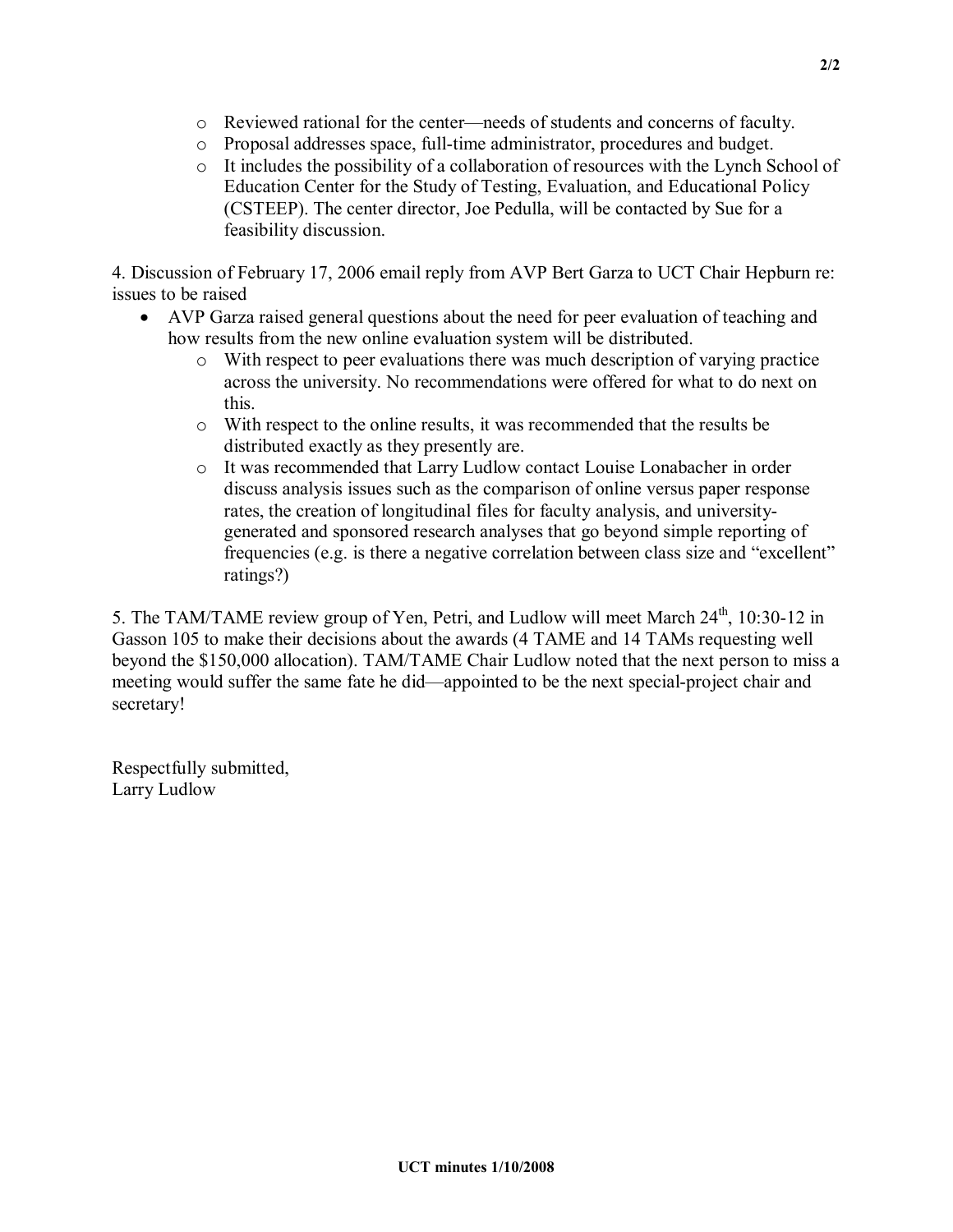- Reviewed rational for the center—needs of students and concerns of faculty.
- Proposal addresses space, full-time administrator, procedures and budget.
- It includes the possibility of a collaboration of resources with the Lynch School of Education Center for the Study of Testing, Evaluation, and Educational Policy (CSTEEP). The center director, Joe Pedulla, will be contacted by Sue for a feasibility discussion.

4. Discussion of February 17, 2006 email reply from AVP Bert Garza to UCT Chair Hepburn re: issues to be raised

- AVP Garza raised general questions about the need for peer evaluation of teaching and how results from the new online evaluation system will be distributed.
  - With respect to peer evaluations there was much description of varying practice across the university. No recommendations were offered for what to do next on this.
  - With respect to the online results, it was recommended that the results be distributed exactly as they presently are.
  - It was recommended that Larry Ludlow contact Louise Lonabacher in order discuss analysis issues such as the comparison of online versus paper response rates, the creation of longitudinal files for faculty analysis, and university-generated and sponsored research analyses that go beyond simple reporting of frequencies (e.g. is there a negative correlation between class size and "excellent" ratings?)

5. The TAM/TAME review group of Yen, Petri, and Ludlow will meet March 24th, 10:30-12 in Gasson 105 to make their decisions about the awards (4 TAME and 14 TAMs requesting well beyond the $150,000 allocation). TAM/TAME Chair Ludlow noted that the next person to miss a meeting would suffer the same fate he did—appointed to be the next special-project chair and secretary!

Respectfully submitted,
Larry Ludlow